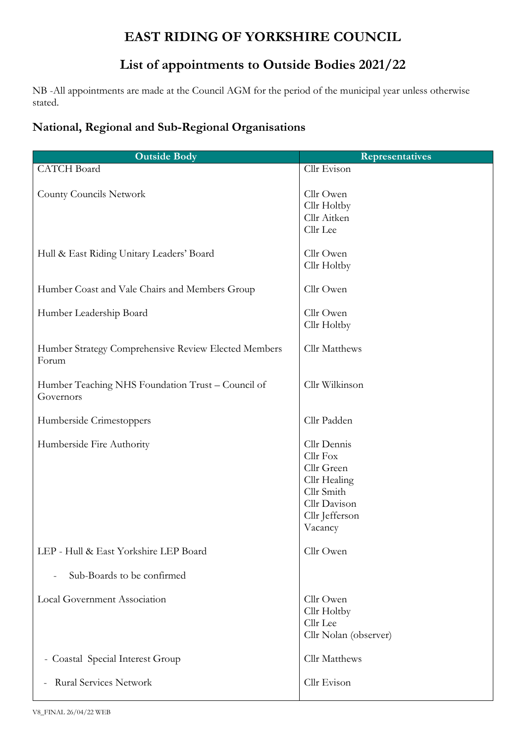# EAST RIDING OF YORKSHIRE COUNCIL

## List of appointments to Outside Bodies 2021/22

NB -All appointments are made at the Council AGM for the period of the municipal year unless otherwise stated.

### National, Regional and Sub-Regional Organisations

| Outside Body | Representatives |
|---|---|
| CATCH Board | Cllr Evison |
| County Councils Network | Cllr Owen<br>Cllr Holtby<br>Cllr Aitken<br>Cllr Lee |
| Hull & East Riding Unitary Leaders' Board | Cllr Owen<br>Cllr Holtby |
| Humber Coast and Vale Chairs and Members Group | Cllr Owen |
| Humber Leadership Board | Cllr Owen<br>Cllr Holtby |
| Humber Strategy Comprehensive Review Elected Members Forum | Cllr Matthews |
| Humber Teaching NHS Foundation Trust – Council of Governors | Cllr Wilkinson |
| Humberside Crimestoppers | Cllr Padden |
| Humberside Fire Authority | Cllr Dennis<br>Cllr Fox<br>Cllr Green<br>Cllr Healing<br>Cllr Smith<br>Cllr Davison<br>Cllr Jefferson<br>Vacancy |
| LEP - Hull & East Yorkshire LEP Board | Cllr Owen |
| - Sub-Boards to be confirmed | |
| Local Government Association | Cllr Owen<br>Cllr Holtby<br>Cllr Lee<br>Cllr Nolan (observer) |
| - Coastal Special Interest Group | Cllr Matthews |
| - Rural Services Network | Cllr Evison |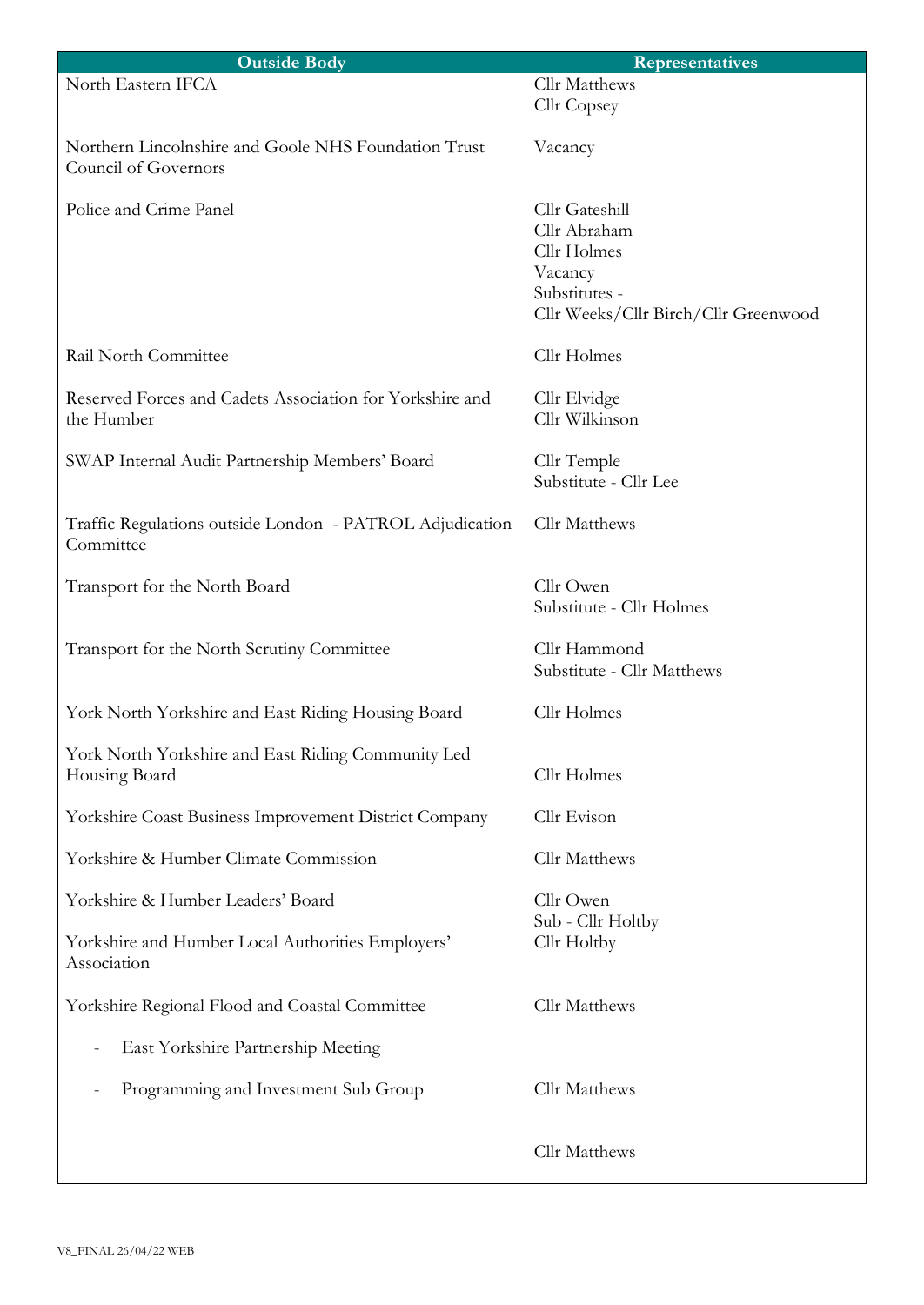| Outside Body | Representatives |
|---|---|
| North Eastern IFCA | Cllr Matthews<br>Cllr Copsey |
| Northern Lincolnshire and Goole NHS Foundation Trust Council of Governors | Vacancy |
| Police and Crime Panel | Cllr Gateshill<br>Cllr Abraham<br>Cllr Holmes<br>Vacancy<br>Substitutes -<br>Cllr Weeks/Cllr Birch/Cllr Greenwood |
| Rail North Committee | Cllr Holmes |
| Reserved Forces and Cadets Association for Yorkshire and the Humber | Cllr Elvidge<br>Cllr Wilkinson |
| SWAP Internal Audit Partnership Members' Board | Cllr Temple<br>Substitute - Cllr Lee |
| Traffic Regulations outside London - PATROL Adjudication Committee | Cllr Matthews |
| Transport for the North Board | Cllr Owen<br>Substitute - Cllr Holmes |
| Transport for the North Scrutiny Committee | Cllr Hammond<br>Substitute - Cllr Matthews |
| York North Yorkshire and East Riding Housing Board | Cllr Holmes |
| York North Yorkshire and East Riding Community Led Housing Board | Cllr Holmes |
| Yorkshire Coast Business Improvement District Company | Cllr Evison |
| Yorkshire & Humber Climate Commission | Cllr Matthews |
| Yorkshire & Humber Leaders' Board | Cllr Owen<br>Sub - Cllr Holtby |
| Yorkshire and Humber Local Authorities Employers' Association | Cllr Holtby |
| Yorkshire Regional Flood and Coastal Committee | Cllr Matthews |
| - East Yorkshire Partnership Meeting | Cllr Matthews |
| - Programming and Investment Sub Group | Cllr Matthews |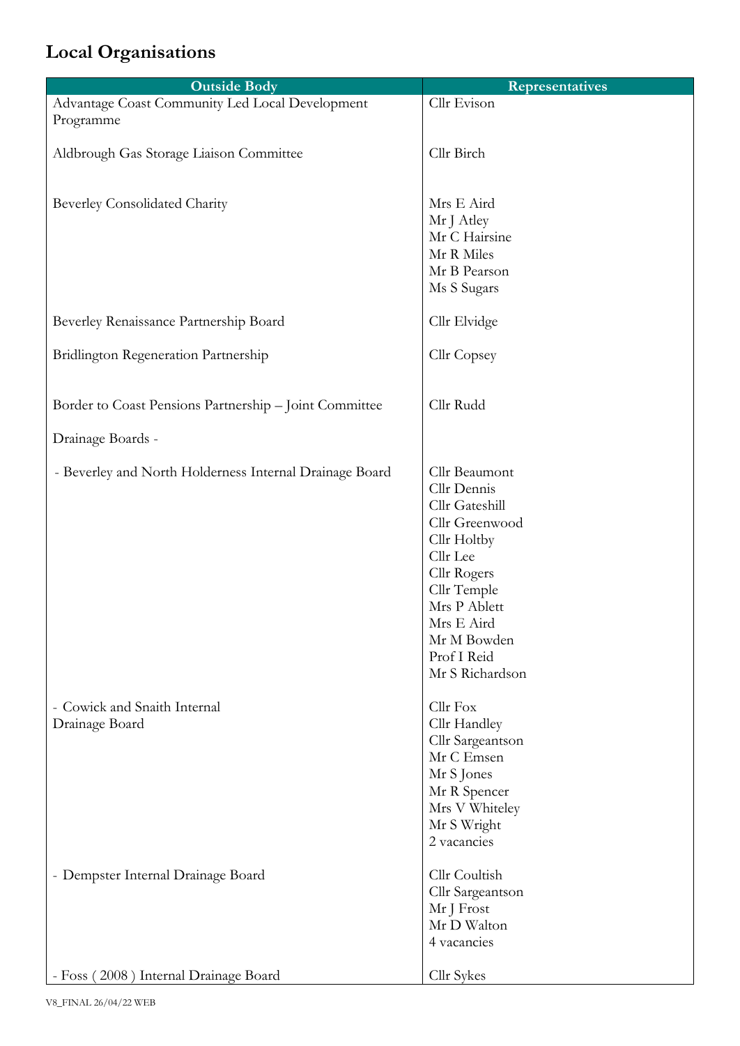# Local Organisations

| Outside Body | Representatives |
|---|---|
| Advantage Coast Community Led Local Development Programme | Cllr Evison |
| Aldbrough Gas Storage Liaison Committee | Cllr Birch |
| Beverley Consolidated Charity | Mrs E Aird<br>Mr J Atley<br>Mr C Hairsine<br>Mr R Miles<br>Mr B Pearson<br>Ms S Sugars |
| Beverley Renaissance Partnership Board | Cllr Elvidge |
| Bridlington Regeneration Partnership | Cllr Copsey |
| Border to Coast Pensions Partnership – Joint Committee | Cllr Rudd |
| Drainage Boards - | |
| - Beverley and North Holderness Internal Drainage Board | Cllr Beaumont<br>Cllr Dennis<br>Cllr Gateshill<br>Cllr Greenwood<br>Cllr Holtby<br>Cllr Lee<br>Cllr Rogers<br>Cllr Temple<br>Mrs P Ablett<br>Mrs E Aird<br>Mr M Bowden<br>Prof I Reid<br>Mr S Richardson |
| - Cowick and Snaith Internal Drainage Board | Cllr Fox<br>Cllr Handley<br>Cllr Sargeantson<br>Mr C Emsen<br>Mr S Jones<br>Mr R Spencer<br>Mrs V Whiteley<br>Mr S Wright<br>2 vacancies |
| - Dempster Internal Drainage Board | Cllr Coultish<br>Cllr Sargeantson<br>Mr J Frost<br>Mr D Walton<br>4 vacancies |
| - Foss ( 2008 ) Internal Drainage Board | Cllr Sykes |

V8_FINAL 26/04/22 WEB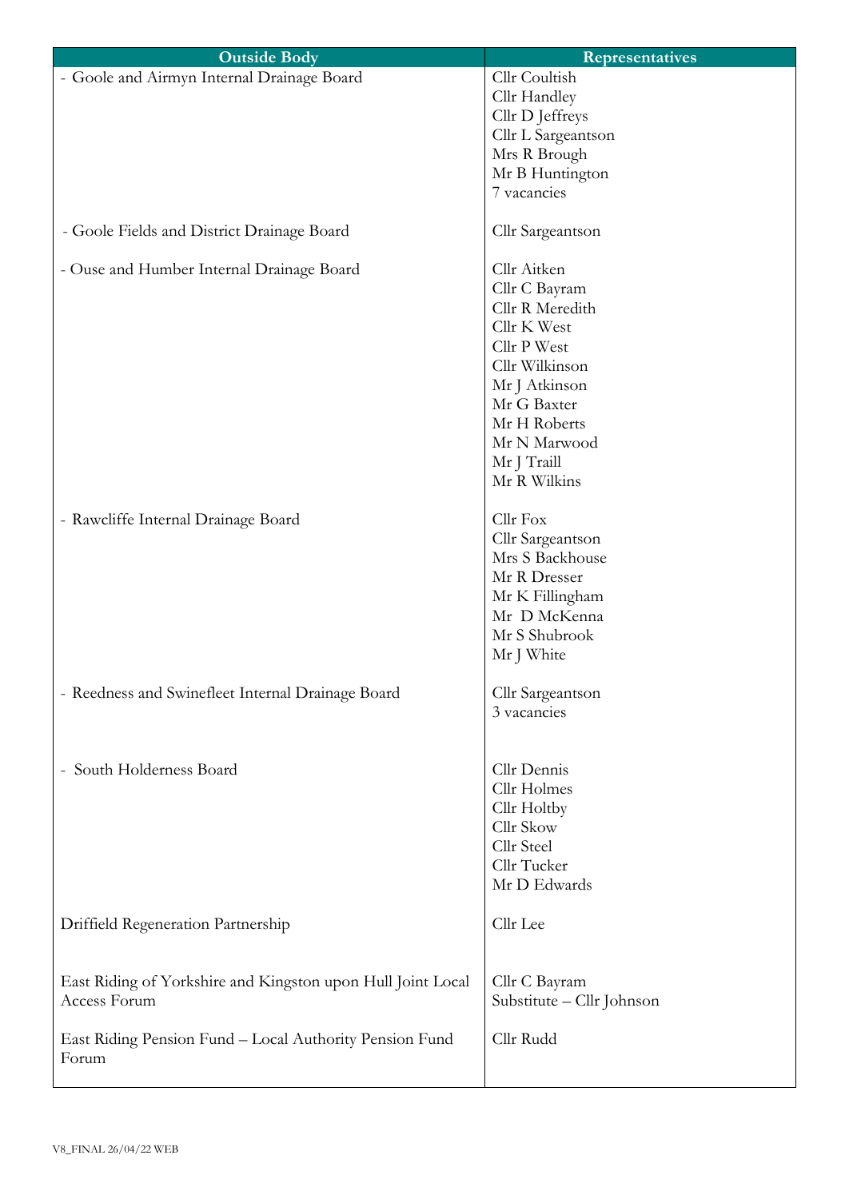| Outside Body | Representatives |
| --- | --- |
| - Goole and Airmyn Internal Drainage Board | Cllr Coultish<br>Cllr Handley<br>Cllr D Jeffreys<br>Cllr L Sargeantson<br>Mrs R Brough<br>Mr B Huntington<br>7 vacancies |
| - Goole Fields and District Drainage Board | Cllr Sargeantson |
| - Ouse and Humber Internal Drainage Board | Cllr Aitken<br>Cllr C Bayram<br>Cllr R Meredith<br>Cllr K West<br>Cllr P West<br>Cllr Wilkinson<br>Mr J Atkinson<br>Mr G Baxter<br>Mr H Roberts<br>Mr N Marwood<br>Mr J Traill<br>Mr R Wilkins |
| - Rawcliffe Internal Drainage Board | Cllr Fox<br>Cllr Sargeantson<br>Mrs S Backhouse<br>Mr R Dresser<br>Mr K Fillingham<br>Mr D McKenna<br>Mr S Shubrook<br>Mr J White |
| - Reedness and Swinefleet Internal Drainage Board | Cllr Sargeantson<br>3 vacancies |
| - South Holderness Board | Cllr Dennis<br>Cllr Holmes<br>Cllr Holtby<br>Cllr Skow<br>Cllr Steel<br>Cllr Tucker<br>Mr D Edwards |
| Driffield Regeneration Partnership | Cllr Lee |
| East Riding of Yorkshire and Kingston upon Hull Joint Local Access Forum | Cllr C Bayram<br>Substitute – Cllr Johnson |
| East Riding Pension Fund – Local Authority Pension Fund Forum | Cllr Rudd |

V8_FINAL 26/04/22 WEB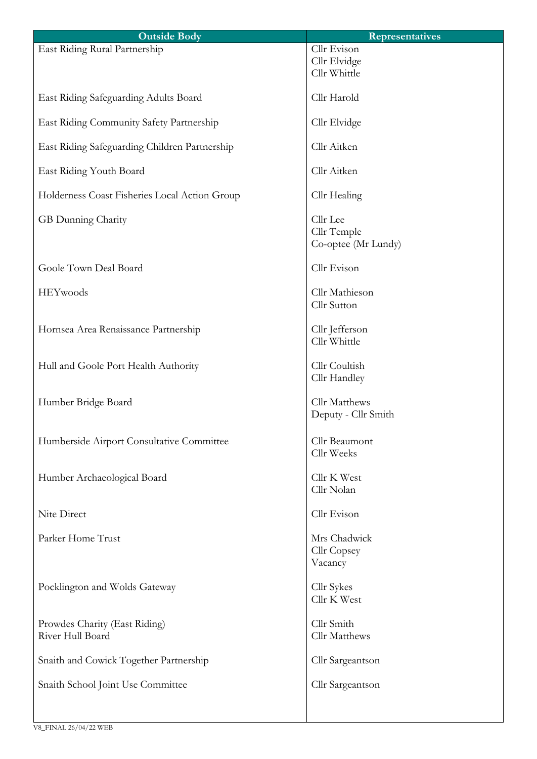| Outside Body | Representatives |
|---|---|
| East Riding Rural Partnership | Cllr Evison<br>Cllr Elvidge<br>Cllr Whittle |
| East Riding Safeguarding Adults Board | Cllr Harold |
| East Riding Community Safety Partnership | Cllr Elvidge |
| East Riding Safeguarding Children Partnership | Cllr Aitken |
| East Riding Youth Board | Cllr Aitken |
| Holderness Coast Fisheries Local Action Group | Cllr Healing |
| GB Dunning Charity | Cllr Lee<br>Cllr Temple<br>Co-optee (Mr Lundy) |
| Goole Town Deal Board | Cllr Evison |
| HEYwoods | Cllr Mathieson<br>Cllr Sutton |
| Hornsea Area Renaissance Partnership | Cllr Jefferson<br>Cllr Whittle |
| Hull and Goole Port Health Authority | Cllr Coultish<br>Cllr Handley |
| Humber Bridge Board | Cllr Matthews<br>Deputy - Cllr Smith |
| Humberside Airport Consultative Committee | Cllr Beaumont<br>Cllr Weeks |
| Humber Archaeological Board | Cllr K West<br>Cllr Nolan |
| Nite Direct | Cllr Evison |
| Parker Home Trust | Mrs Chadwick<br>Cllr Copsey<br>Vacancy |
| Pocklington and Wolds Gateway | Cllr Sykes<br>Cllr K West |
| Prowdes Charity (East Riding) | Cllr Smith |
| River Hull Board | Cllr Matthews |
| Snaith and Cowick Together Partnership | Cllr Sargeantson |
| Snaith School Joint Use Committee | Cllr Sargeantson |

V8_FINAL 26/04/22 WEB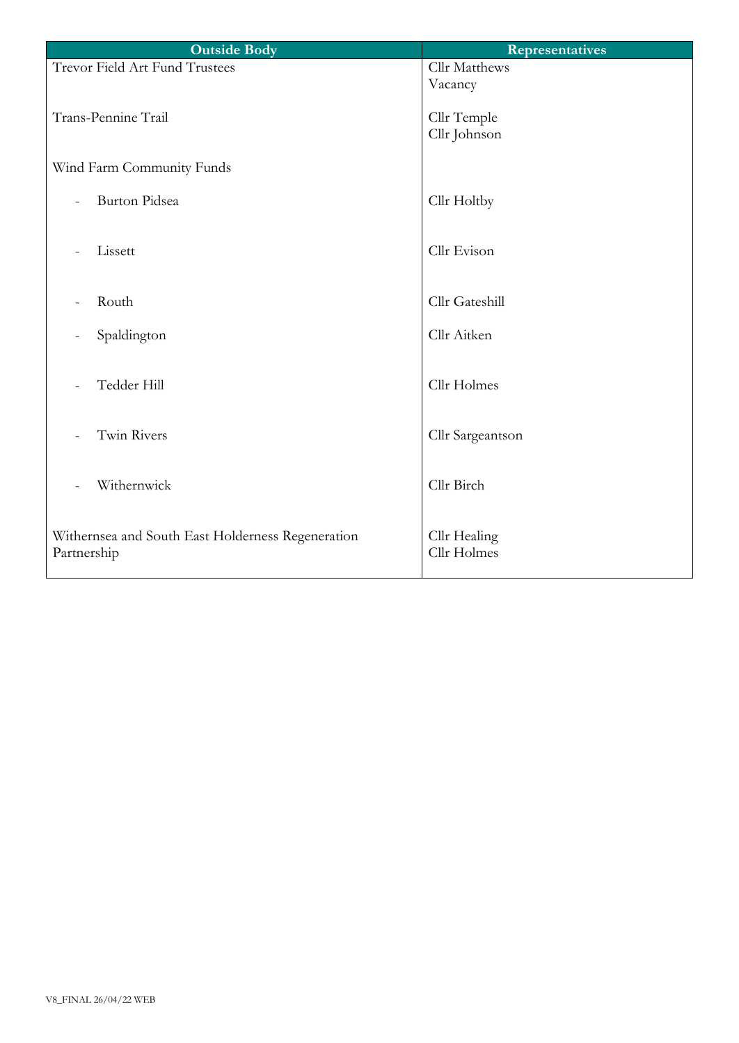| Outside Body | Representatives |
| --- | --- |
| Trevor Field Art Fund Trustees | Cllr Matthews<br>Vacancy |
| Trans-Pennine Trail | Cllr Temple<br>Cllr Johnson |
| Wind Farm Community Funds | |
| - Burton Pidsea | Cllr Holtby |
| - Lissett | Cllr Evison |
| - Routh | Cllr Gateshill |
| - Spaldington | Cllr Aitken |
| - Tedder Hill | Cllr Holmes |
| - Twin Rivers | Cllr Sargeantson |
| - Withernwick | Cllr Birch |
| Withernsea and South East Holderness Regeneration Partnership | Cllr Healing<br>Cllr Holmes |

V8_FINAL 26/04/22 WEB